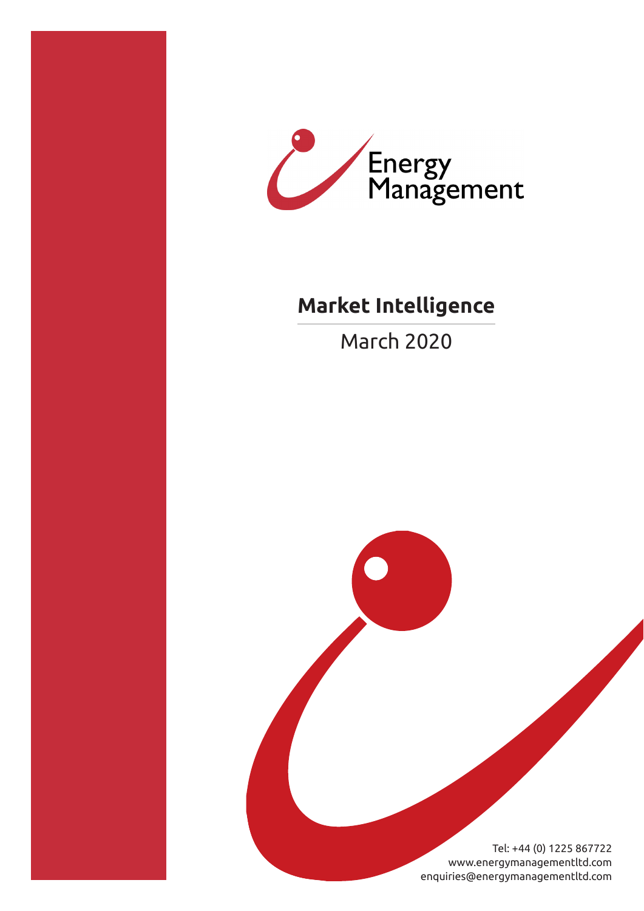Energy
Management

# Market Intelligence

March 2020

Tel: +44 (0) 1225 867722
www.energymanagementltd.com
enquiries@energymanagementltd.com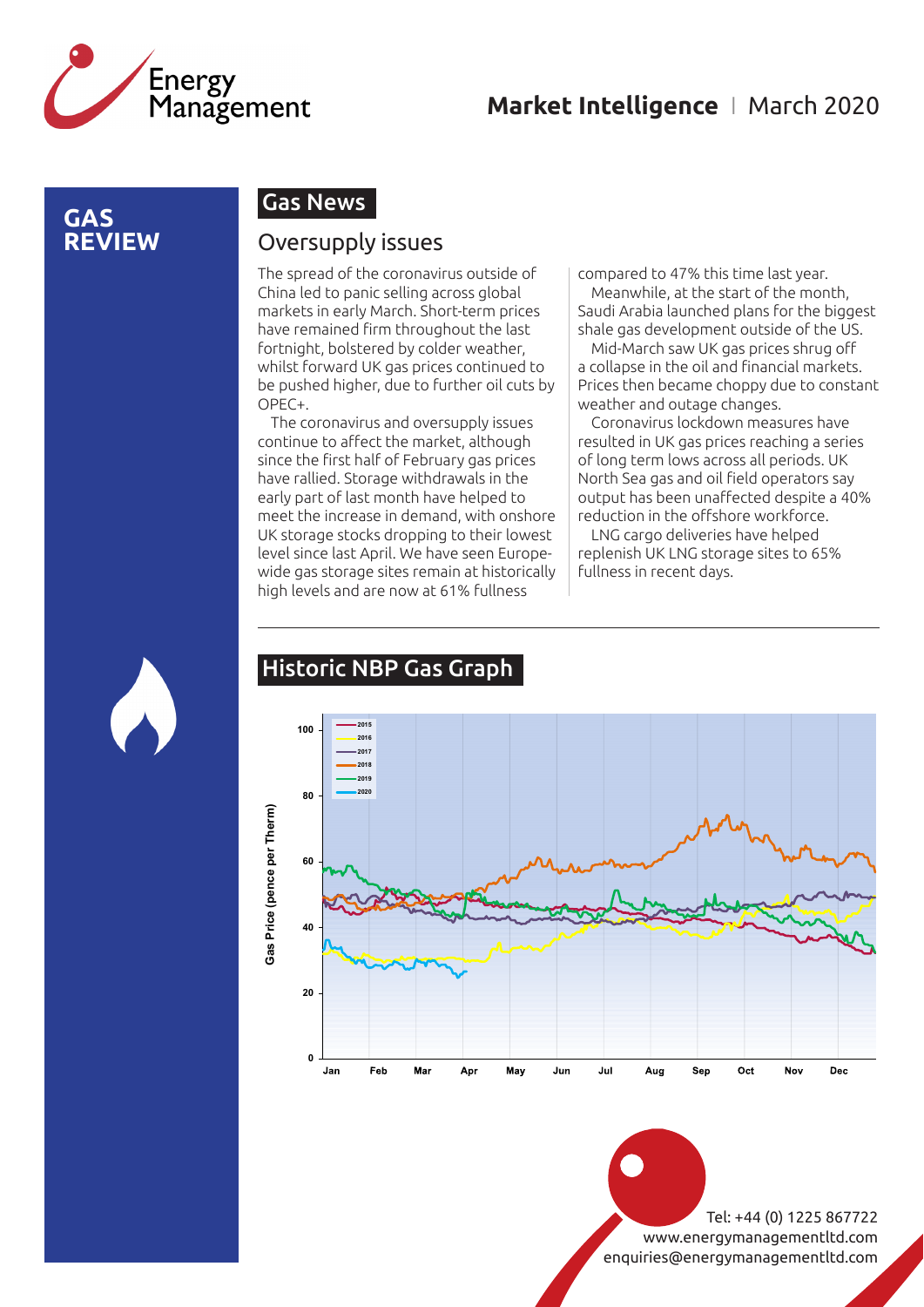# GAS REVIEW

## Gas News

### Oversupply issues

The spread of the coronavirus outside of China led to panic selling across global markets in early March. Short-term prices have remained firm throughout the last fortnight, bolstered by colder weather, whilst forward UK gas prices continued to be pushed higher, due to further oil cuts by OPEC+.

The coronavirus and oversupply issues continue to affect the market, although since the first half of February gas prices have rallied. Storage withdrawals in the early part of last month have helped to meet the increase in demand, with onshore UK storage stocks dropping to their lowest level since last April. We have seen Europe-wide gas storage sites remain at historically high levels and are now at 61% fullness compared to 47% this time last year.

Meanwhile, at the start of the month, Saudi Arabia launched plans for the biggest shale gas development outside of the US.

Mid-March saw UK gas prices shrug off a collapse in the oil and financial markets. Prices then became choppy due to constant weather and outage changes.

Coronavirus lockdown measures have resulted in UK gas prices reaching a series of long term lows across all periods. UK North Sea gas and oil field operators say output has been unaffected despite a 40% reduction in the offshore workforce.

LNG cargo deliveries have helped replenish UK LNG storage sites to 65% fullness in recent days.

## Historic NBP Gas Graph

Tel: +44 (0) 1225 867722
www.energymanagementltd.com
enquiries@energymanagementltd.com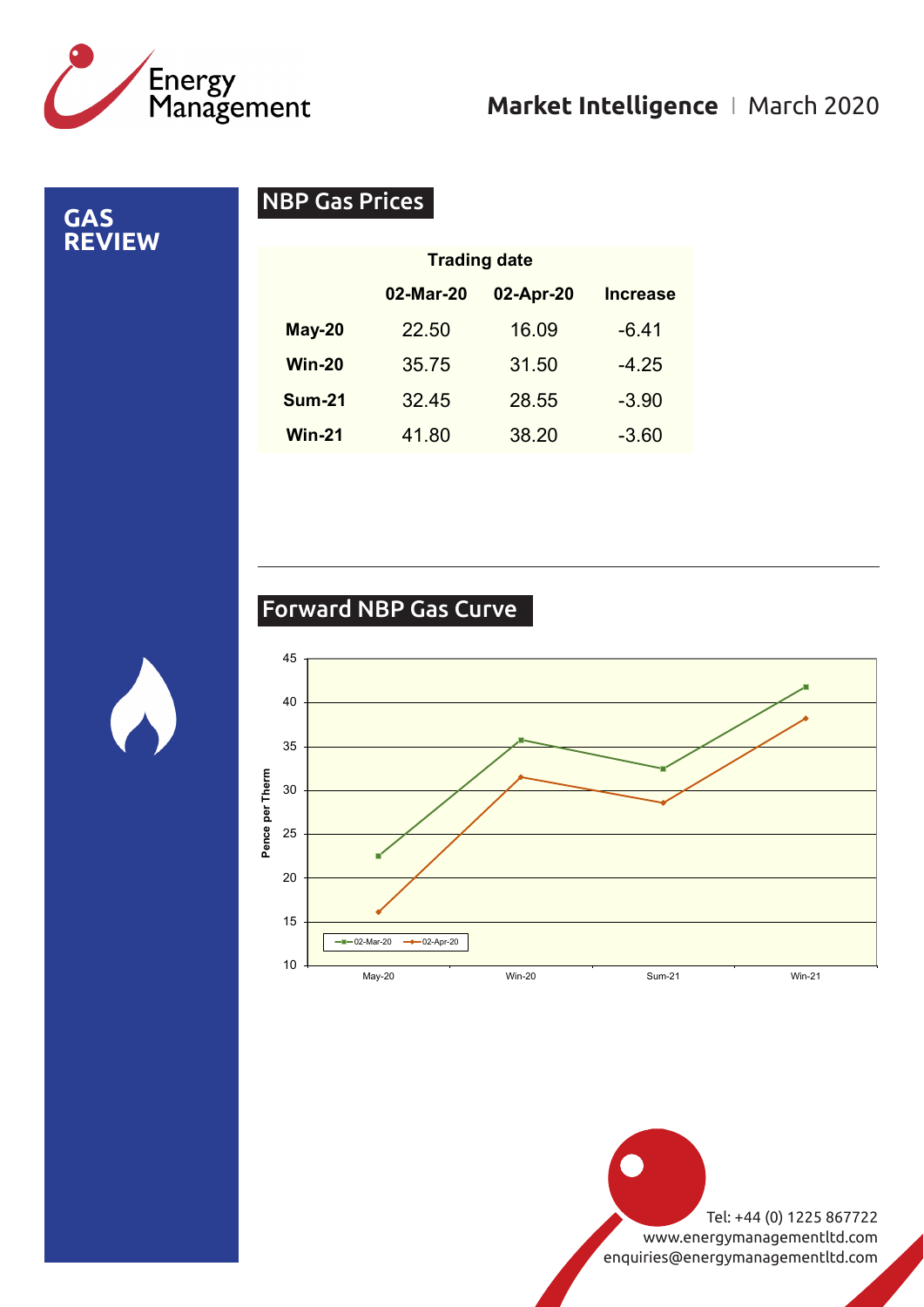# GAS REVIEW

## NBP Gas Prices

| | Trading date | | |
|---|---|---|---|
| | 02-Mar-20 | 02-Apr-20 | Increase |
| **May-20** | 22.50 | 16.09 | -6.41 |
| **Win-20** | 35.75 | 31.50 | -4.25 |
| **Sum-21** | 32.45 | 28.55 | -3.90 |
| **Win-21** | 41.80 | 38.20 | -3.60 |

## Forward NBP Gas Curve

Pence per Therm

02-Mar-20 — 02-Apr-20

May-20 Win-20 Sum-21 Win-21

Tel: +44 (0) 1225 867722
www.energymanagementltd.com
enquiries@energymanagementltd.com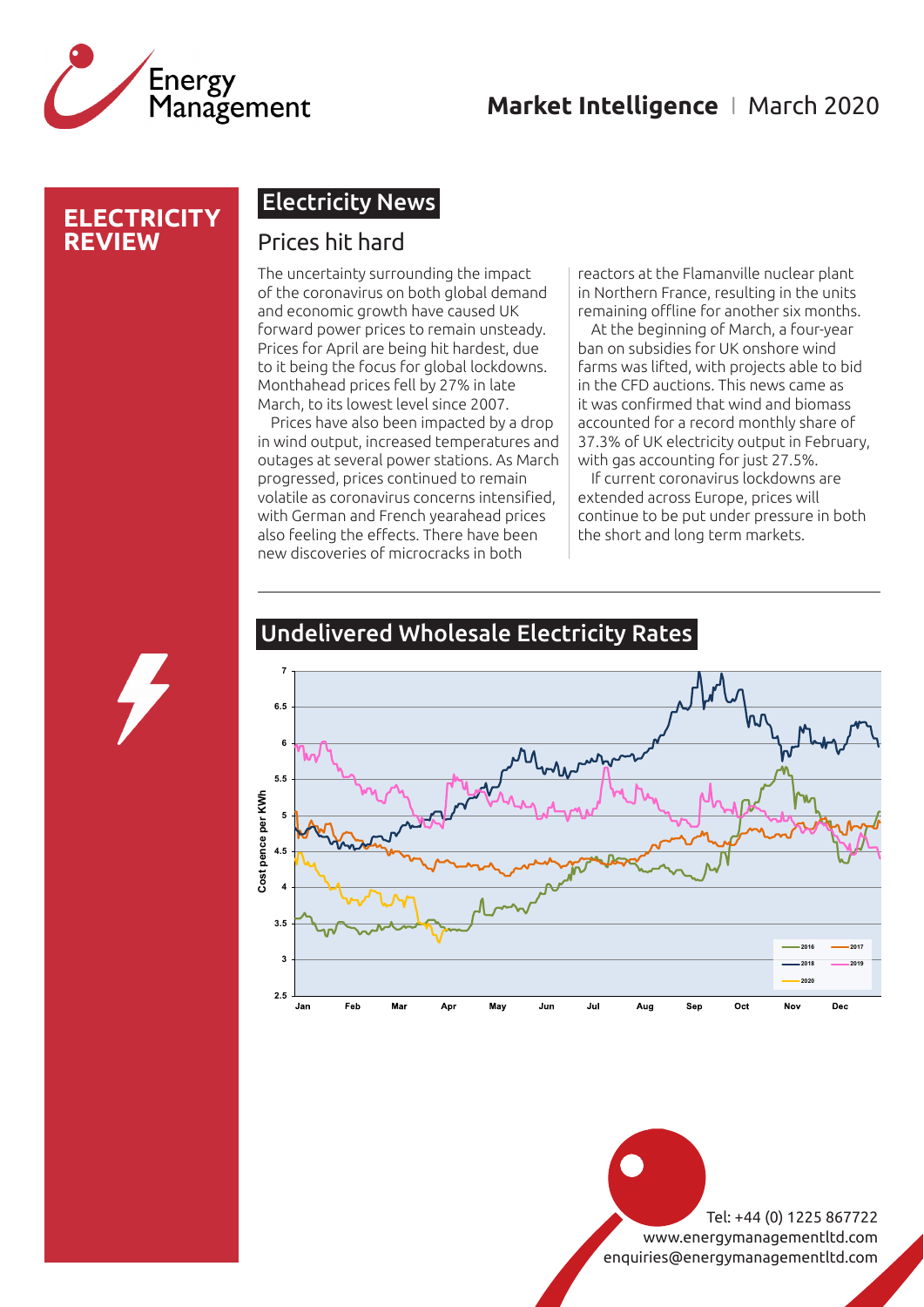# ELECTRICITY REVIEW

## Electricity News

### Prices hit hard

The uncertainty surrounding the impact of the coronavirus on both global demand and economic growth have caused UK forward power prices to remain unsteady. Prices for April are being hit hardest, due to it being the focus for global lockdowns. Monthahead prices fell by 27% in late March, to its lowest level since 2007.

Prices have also been impacted by a drop in wind output, increased temperatures and outages at several power stations. As March progressed, prices continued to remain volatile as coronavirus concerns intensified, with German and French yearahead prices also feeling the effects. There have been new discoveries of microcracks in both reactors at the Flamanville nuclear plant in Northern France, resulting in the units remaining offline for another six months.

At the beginning of March, a four-year ban on subsidies for UK onshore wind farms was lifted, with projects able to bid in the CFD auctions. This news came as it was confirmed that wind and biomass accounted for a record monthly share of 37.3% of UK electricity output in February, with gas accounting for just 27.5%.

If current coronavirus lockdowns are extended across Europe, prices will continue to be put under pressure in both the short and long term markets.

## Undelivered Wholesale Electricity Rates

Tel: +44 (0) 1225 867722
www.energymanagementltd.com
enquiries@energymanagementltd.com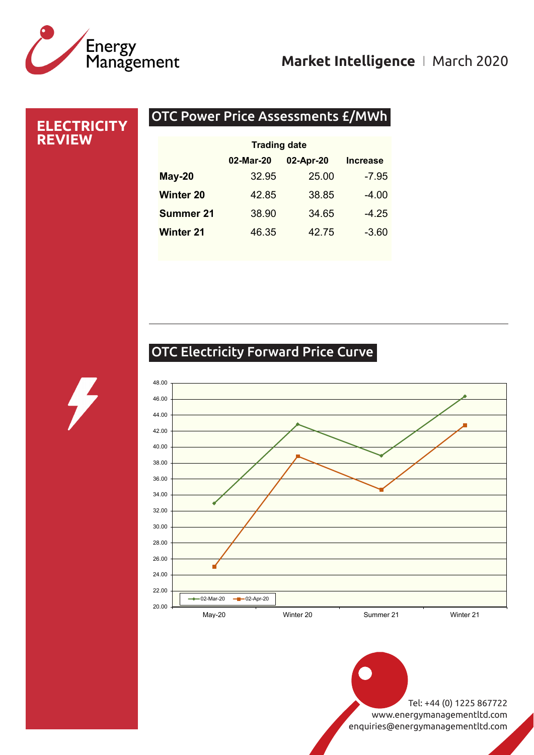# ELECTRICITY REVIEW

## OTC Power Price Assessments £/MWh

| | Trading date | | |
|---|---|---|---|
| | 02-Mar-20 | 02-Apr-20 | Increase |
| **May-20** | 32.95 | 25.00 | -7.95 |
| **Winter 20** | 42.85 | 38.85 | -4.00 |
| **Summer 21** | 38.90 | 34.65 | -4.25 |
| **Winter 21** | 46.35 | 42.75 | -3.60 |

## OTC Electricity Forward Price Curve

Tel: +44 (0) 1225 867722
www.energymanagementltd.com
enquiries@energymanagementltd.com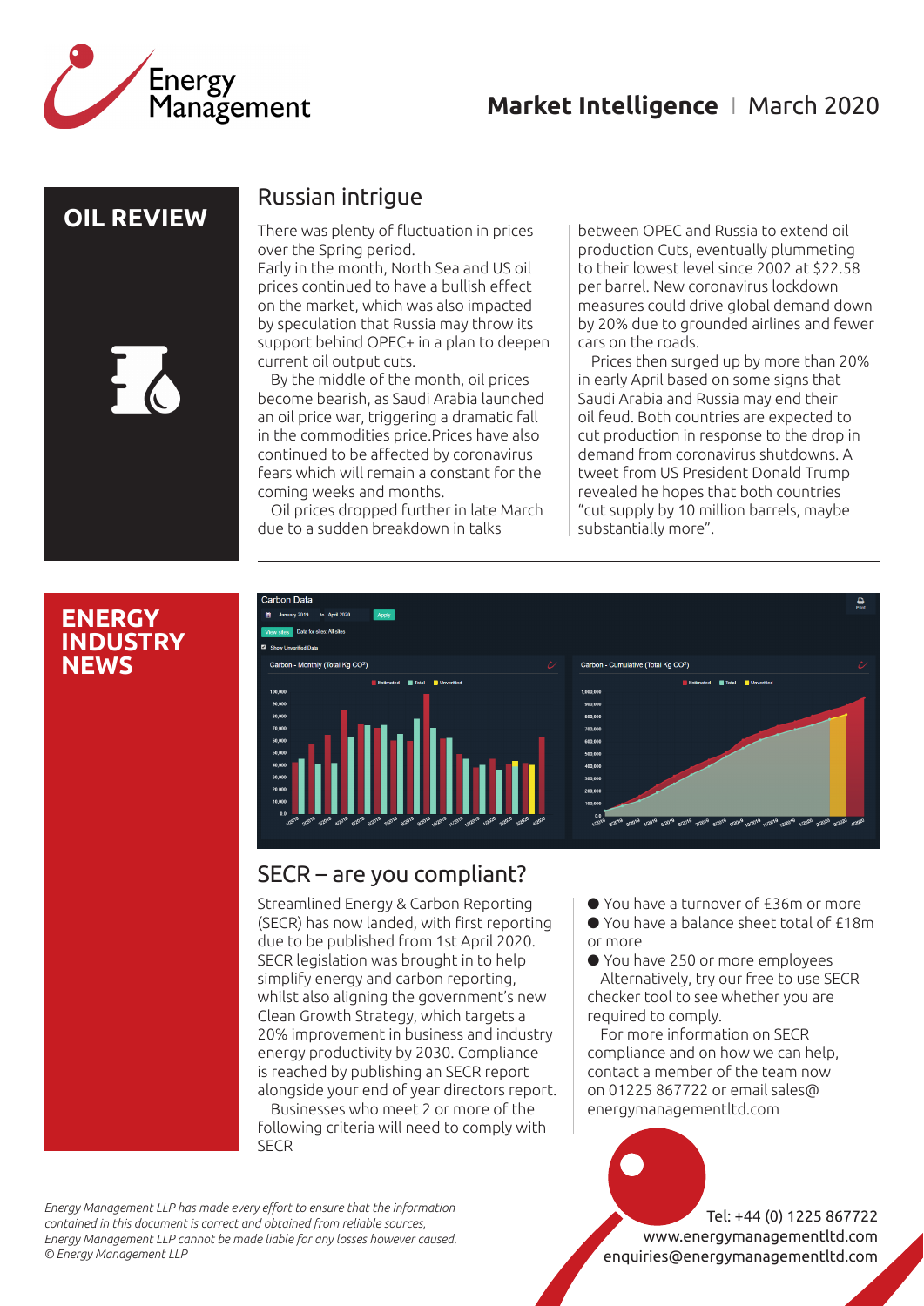Market Intelligence | March 2020

## OIL REVIEW

### Russian intrigue

There was plenty of fluctuation in prices over the Spring period.

Early in the month, North Sea and US oil prices continued to have a bullish effect on the market, which was also impacted by speculation that Russia may throw its support behind OPEC+ in a plan to deepen current oil output cuts.

By the middle of the month, oil prices become bearish, as Saudi Arabia launched an oil price war, triggering a dramatic fall in the commodities price.Prices have also continued to be affected by coronavirus fears which will remain a constant for the coming weeks and months.

Oil prices dropped further in late March due to a sudden breakdown in talks between OPEC and Russia to extend oil production Cuts, eventually plummeting to their lowest level since 2002 at $22.58 per barrel. New coronavirus lockdown measures could drive global demand down by 20% due to grounded airlines and fewer cars on the roads.

Prices then surged up by more than 20% in early April based on some signs that Saudi Arabia and Russia may end their oil feud. Both countries are expected to cut production in response to the drop in demand from coronavirus shutdowns. A tweet from US President Donald Trump revealed he hopes that both countries "cut supply by 10 million barrels, maybe substantially more".

## ENERGY INDUSTRY NEWS

Carbon Data

January 2019 to April 2020 Apply

View sites Data for sites: All sites

Show Unverified Data

Carbon - Monthly (Total Kg $CO^2$)

Estimated Total Unverified

Carbon - Cumulative (Total Kg $CO^2$)

Estimated Total Unverified

### SECR – are you compliant?

Streamlined Energy & Carbon Reporting (SECR) has now landed, with first reporting due to be published from 1st April 2020. SECR legislation was brought in to help simplify energy and carbon reporting, whilst also aligning the government's new Clean Growth Strategy, which targets a 20% improvement in business and industry energy productivity by 2030. Compliance is reached by publishing an SECR report alongside your end of year directors report.

Businesses who meet 2 or more of the following criteria will need to comply with SECR

- You have a turnover of £36m or more
- You have a balance sheet total of £18m or more
- You have 250 or more employees

Alternatively, try our free to use SECR checker tool to see whether you are required to comply.

For more information on SECR compliance and on how we can help, contact a member of the team now on 01225 867722 or email sales@energymanagementltd.com

*Energy Management LLP has made every effort to ensure that the information contained in this document is correct and obtained from reliable sources, Energy Management LLP cannot be made liable for any losses however caused. © Energy Management LLP*

Tel: +44 (0) 1225 867722
www.energymanagementltd.com
enquiries@energymanagementltd.com